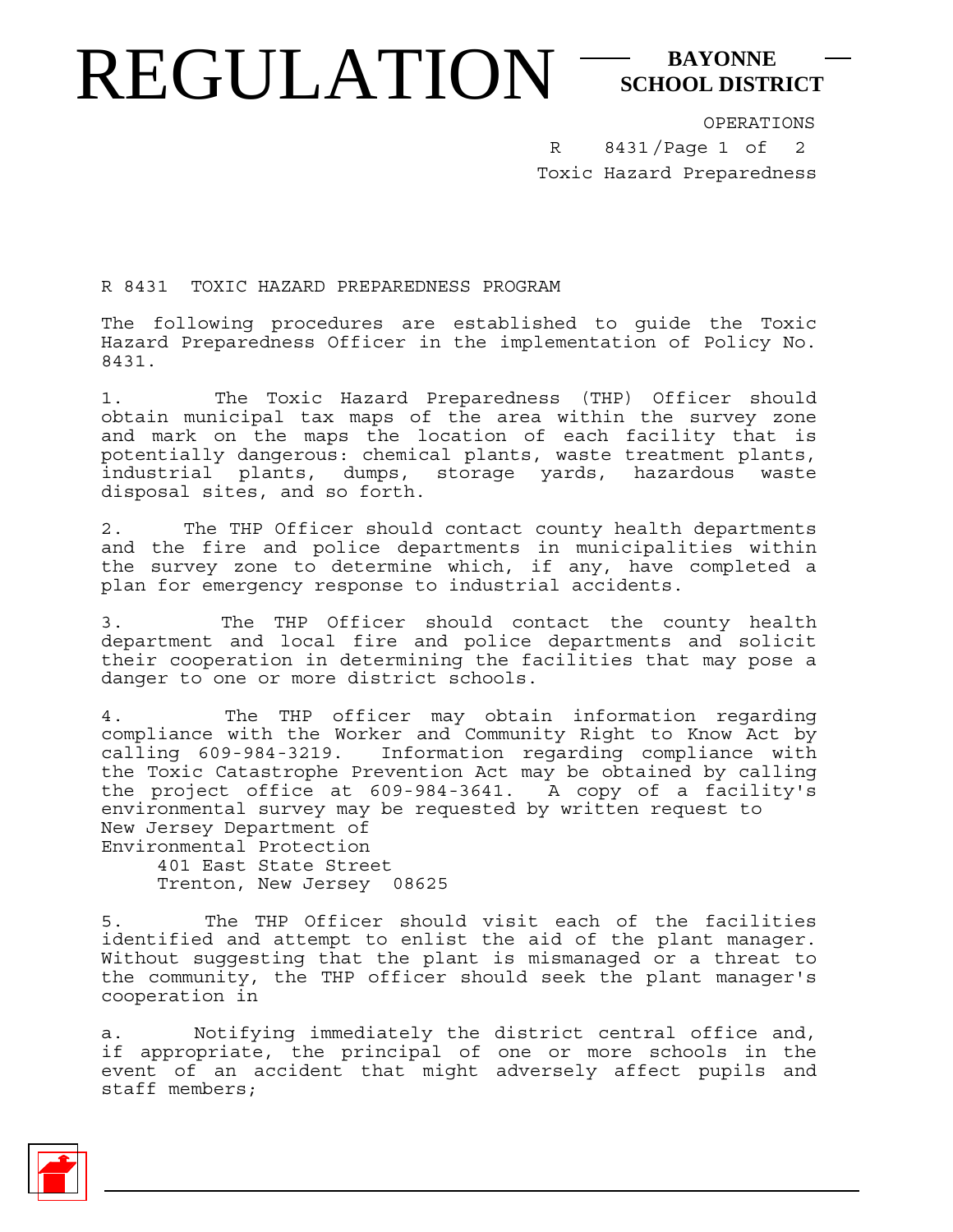# REGULATION

**BAYONNE SCHOOL DISTRICT**

OPERATIONS
R 8431/Page 1 of 2
Toxic Hazard Preparedness

R 8431 TOXIC HAZARD PREPAREDNESS PROGRAM

The following procedures are established to guide the Toxic Hazard Preparedness Officer in the implementation of Policy No. 8431.

1. The Toxic Hazard Preparedness (THP) Officer should obtain municipal tax maps of the area within the survey zone and mark on the maps the location of each facility that is potentially dangerous: chemical plants, waste treatment plants, industrial plants, dumps, storage yards, hazardous waste disposal sites, and so forth.

2. The THP Officer should contact county health departments and the fire and police departments in municipalities within the survey zone to determine which, if any, have completed a plan for emergency response to industrial accidents.

3. The THP Officer should contact the county health department and local fire and police departments and solicit their cooperation in determining the facilities that may pose a danger to one or more district schools.

4. The THP officer may obtain information regarding compliance with the Worker and Community Right to Know Act by calling 609-984-3219. Information regarding compliance with the Toxic Catastrophe Prevention Act may be obtained by calling the project office at 609-984-3641. A copy of a facility's environmental survey may be requested by written request to

New Jersey Department of
Environmental Protection
401 East State Street
Trenton, New Jersey 08625

5. The THP Officer should visit each of the facilities identified and attempt to enlist the aid of the plant manager. Without suggesting that the plant is mismanaged or a threat to the community, the THP officer should seek the plant manager's cooperation in

a. Notifying immediately the district central office and, if appropriate, the principal of one or more schools in the event of an accident that might adversely affect pupils and staff members;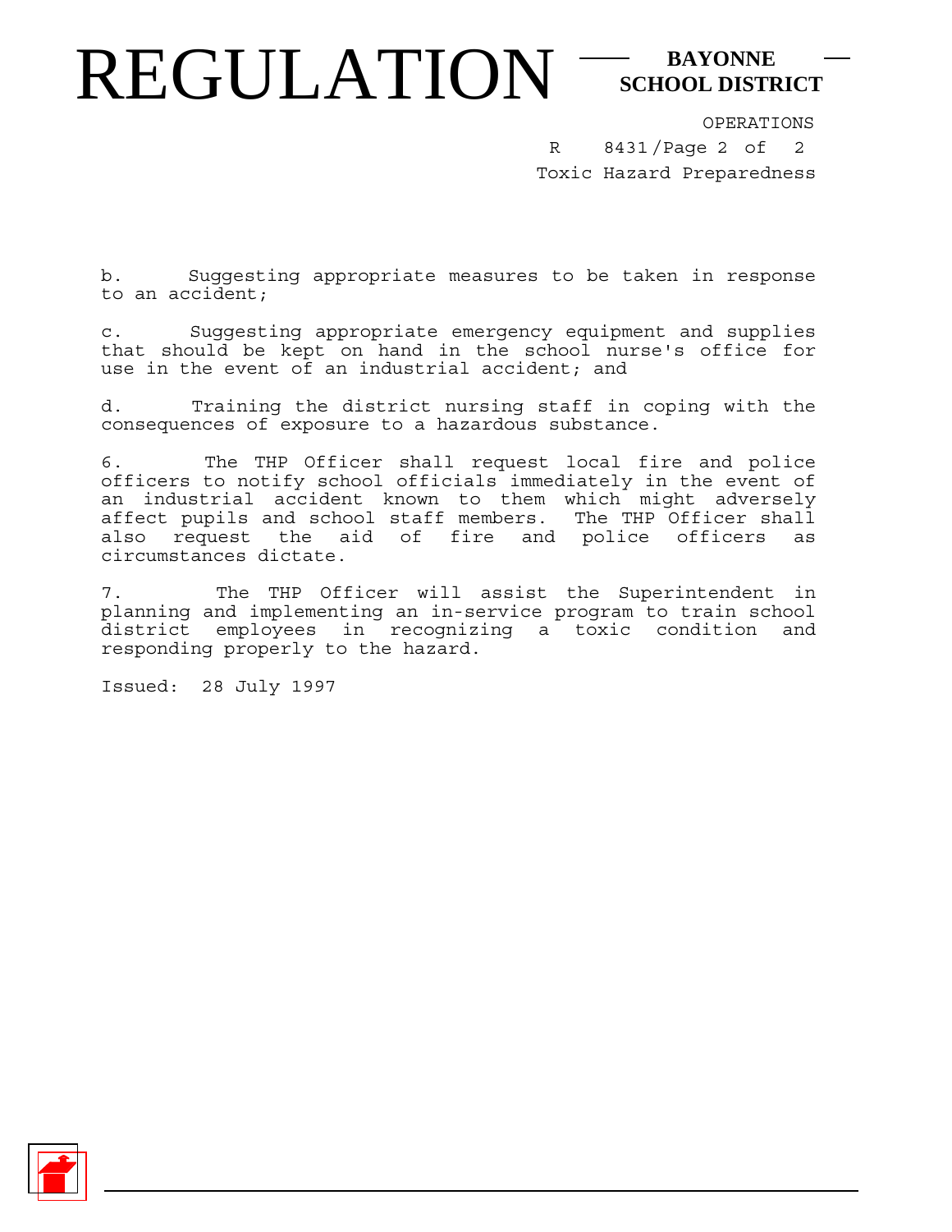b. Suggesting appropriate measures to be taken in response to an accident;

c. Suggesting appropriate emergency equipment and supplies that should be kept on hand in the school nurse's office for use in the event of an industrial accident; and

d. Training the district nursing staff in coping with the consequences of exposure to a hazardous substance.

6. The THP Officer shall request local fire and police officers to notify school officials immediately in the event of an industrial accident known to them which might adversely affect pupils and school staff members. The THP Officer shall also request the aid of fire and police officers as circumstances dictate.

7. The THP Officer will assist the Superintendent in planning and implementing an in-service program to train school district employees in recognizing a toxic condition and responding properly to the hazard.

Issued: 28 July 1997